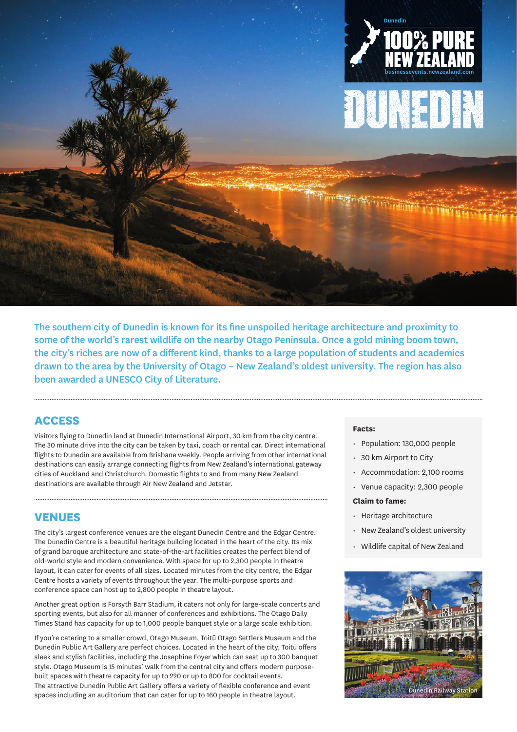Dunedin

100% PURE NEW ZEALAND

businessevents.newzealand.com

# DUNEDIN

**The southern city of Dunedin is known for its fine unspoiled heritage architecture and proximity to some of the world's rarest wildlife on the nearby Otago Peninsula. Once a gold mining boom town, the city's riches are now of a different kind, thanks to a large population of students and academics drawn to the area by the University of Otago – New Zealand's oldest university. The region has also been awarded a UNESCO City of Literature.**

## ACCESS

Visitors flying to Dunedin land at Dunedin International Airport, 30 km from the city centre. The 30 minute drive into the city can be taken by taxi, coach or rental car. Direct international flights to Dunedin are available from Brisbane weekly. People arriving from other international destinations can easily arrange connecting flights from New Zealand's international gateway cities of Auckland and Christchurch. Domestic flights to and from many New Zealand destinations are available through Air New Zealand and Jetstar.

## VENUES

The city's largest conference venues are the elegant Dunedin Centre and the Edgar Centre. The Dunedin Centre is a beautiful heritage building located in the heart of the city. Its mix of grand baroque architecture and state-of-the-art facilities creates the perfect blend of old-world style and modern convenience. With space for up to 2,300 people in theatre layout, it can cater for events of all sizes. Located minutes from the city centre, the Edgar Centre hosts a variety of events throughout the year. The multi-purpose sports and conference space can host up to 2,800 people in theatre layout.

Another great option is Forsyth Barr Stadium, it caters not only for large-scale concerts and sporting events, but also for all manner of conferences and exhibitions. The Otago Daily Times Stand has capacity for up to 1,000 people banquet style or a large scale exhibition.

If you're catering to a smaller crowd, Otago Museum, Toitū Otago Settlers Museum and the Dunedin Public Art Gallery are perfect choices. Located in the heart of the city, Toitū offers sleek and stylish facilities, including the Josephine Foyer which can seat up to 300 banquet style. Otago Museum is 15 minutes' walk from the central city and offers modern purpose-built spaces with theatre capacity for up to 220 or up to 800 for cocktail events. The attractive Dunedin Public Art Gallery offers a variety of flexible conference and event spaces including an auditorium that can cater for up to 160 people in theatre layout.

**Facts:**

- Population: 130,000 people
- 30 km Airport to City
- Accommodation: 2,100 rooms
- Venue capacity: 2,300 people

**Claim to fame:**

- Heritage architecture
- New Zealand's oldest university
- Wildlife capital of New Zealand

Dunedin Railway Station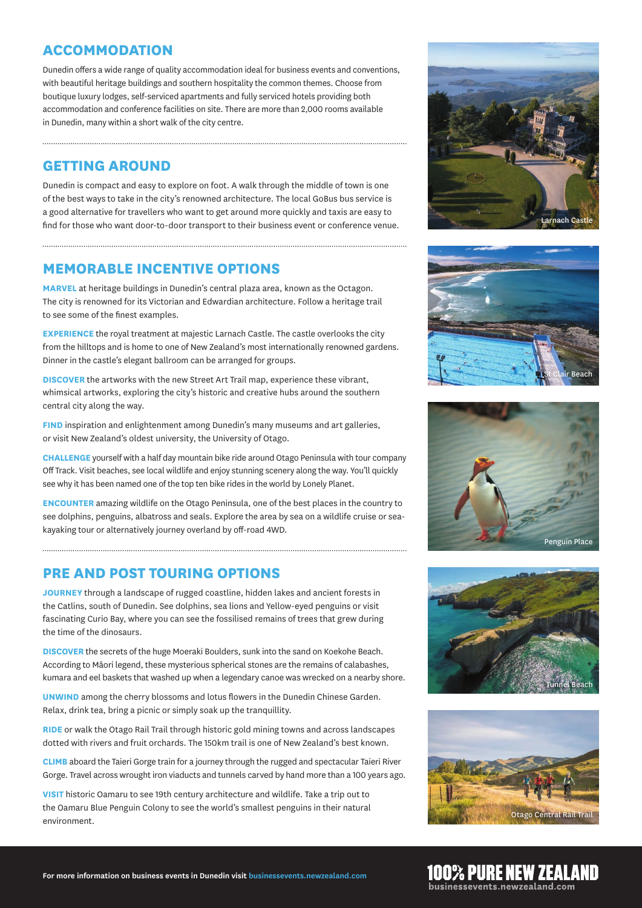## ACCOMMODATION

Dunedin offers a wide range of quality accommodation ideal for business events and conventions, with beautiful heritage buildings and southern hospitality the common themes. Choose from boutique luxury lodges, self-serviced apartments and fully serviced hotels providing both accommodation and conference facilities on site. There are more than 2,000 rooms available in Dunedin, many within a short walk of the city centre.

## GETTING AROUND

Dunedin is compact and easy to explore on foot. A walk through the middle of town is one of the best ways to take in the city's renowned architecture. The local GoBus bus service is a good alternative for travellers who want to get around more quickly and taxis are easy to find for those who want door-to-door transport to their business event or conference venue.

## MEMORABLE INCENTIVE OPTIONS

**MARVEL** at heritage buildings in Dunedin's central plaza area, known as the Octagon. The city is renowned for its Victorian and Edwardian architecture. Follow a heritage trail to see some of the finest examples.

**EXPERIENCE** the royal treatment at majestic Larnach Castle. The castle overlooks the city from the hilltops and is home to one of New Zealand's most internationally renowned gardens. Dinner in the castle's elegant ballroom can be arranged for groups.

**DISCOVER** the artworks with the new Street Art Trail map, experience these vibrant, whimsical artworks, exploring the city's historic and creative hubs around the southern central city along the way.

**FIND** inspiration and enlightenment among Dunedin's many museums and art galleries, or visit New Zealand's oldest university, the University of Otago.

**CHALLENGE** yourself with a half day mountain bike ride around Otago Peninsula with tour company Off Track. Visit beaches, see local wildlife and enjoy stunning scenery along the way. You'll quickly see why it has been named one of the top ten bike rides in the world by Lonely Planet.

**ENCOUNTER** amazing wildlife on the Otago Peninsula, one of the best places in the country to see dolphins, penguins, albatross and seals. Explore the area by sea on a wildlife cruise or sea-kayaking tour or alternatively journey overland by off-road 4WD.

## PRE AND POST TOURING OPTIONS

**JOURNEY** through a landscape of rugged coastline, hidden lakes and ancient forests in the Catlins, south of Dunedin. See dolphins, sea lions and Yellow-eyed penguins or visit fascinating Curio Bay, where you can see the fossilised remains of trees that grew during the time of the dinosaurs.

**DISCOVER** the secrets of the huge Moeraki Boulders, sunk into the sand on Koekohe Beach. According to Māori legend, these mysterious spherical stones are the remains of calabashes, kumara and eel baskets that washed up when a legendary canoe was wrecked on a nearby shore.

**UNWIND** among the cherry blossoms and lotus flowers in the Dunedin Chinese Garden. Relax, drink tea, bring a picnic or simply soak up the tranquillity.

**RIDE** or walk the Otago Rail Trail through historic gold mining towns and across landscapes dotted with rivers and fruit orchards. The 150km trail is one of New Zealand's best known.

**CLIMB** aboard the Taieri Gorge train for a journey through the rugged and spectacular Taieri River Gorge. Travel across wrought iron viaducts and tunnels carved by hand more than a 100 years ago.

**VISIT** historic Oamaru to see 19th century architecture and wildlife. Take a trip out to the Oamaru Blue Penguin Colony to see the world's smallest penguins in their natural environment.

Larnach Castle

St Clair Beach

Penguin Place

Tunnel Beach

Otago Central Rail Trail

**For more information on business events in Dunedin visit businessevents.newzealand.com**

100% PURE NEW ZEALAND
businessevents.newzealand.com